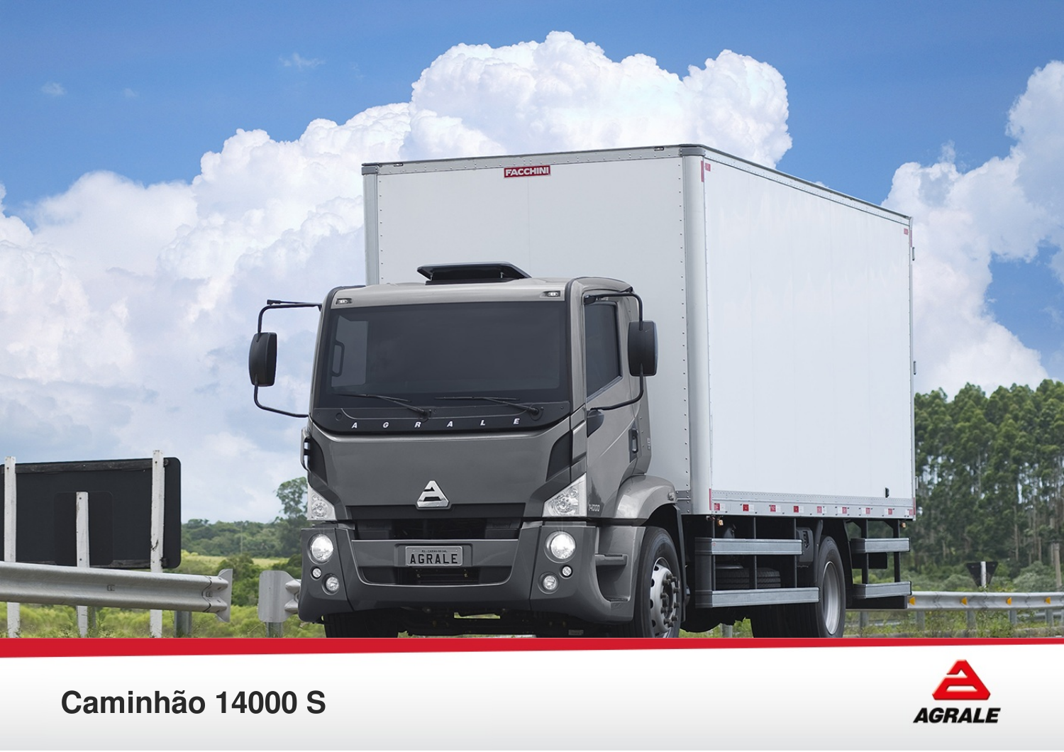# Caminhão 14000 S

AGRALE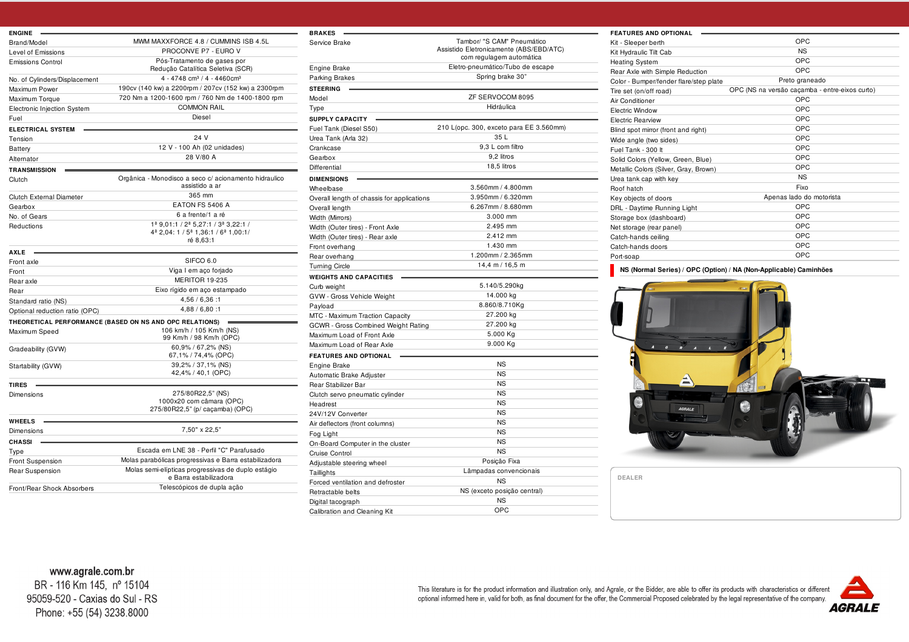## ENGINE

| | |
|---|---|
| Brand/Model | MWM MAXXFORCE 4.8 / CUMMINS ISB 4.5L |
| Level of Emissions | PROCONVE P7 - EURO V |
| Emissions Control | Pós-Tratamento de gases por Redução Catalítica Seletiva (SCR) |
| No. of Cylinders/Displacement | 4 - 4748 cm³ / 4 - 4460cm³ |
| Maximum Power | 190cv (140 kw) a 2200rpm / 207cv (152 kw) a 2300rpm |
| Maximum Torque | 720 Nm a 1200-1600 rpm / 760 Nm de 1400-1800 rpm |
| Electronic Injection System | COMMON RAIL |
| Fuel | Diesel |

## ELECTRICAL SYSTEM

| | |
|---|---|
| Tension | 24 V |
| Battery | 12 V - 100 Ah (02 unidades) |
| Alternator | 28 V/80 A |

## TRANSMISSION

| | |
|---|---|
| Clutch | Orgânica - Monodisco a seco c/ acionamento hidraulico assistido a ar |
| Clutch External Diameter | 365 mm |
| Gearbox | EATON FS 5406 A |
| No. of Gears | 6 a frente/1 a ré |
| Reductions | 1ª 9,01:1 / 2ª 5,27:1 / 3ª 3,22:1 / 4ª 2,04: 1 / 5ª 1,36:1 / 6ª 1,00:1/ ré 8,63:1 |

## AXLE

| | |
|---|---|
| Front axle | SIFCO 6.0 |
| Front | Viga I em aço forjado |
| Rear axle | MERITOR 19-235 |
| Rear | Eixo rígido em aço estampado |
| Standard ratio (NS) | 4,56 / 6,36 :1 |
| Optional reduction ratio (OPC) | 4,88 / 6,80 :1 |

## THEORETICAL PERFORMANCE (BASED ON NS AND OPC RELATIONS)

| | |
|---|---|
| Maximum Speed | 106 km/h / 105 Km/h (NS) 99 Km/h / 98 Km/h (OPC) |
| Gradeability (GVW) | 60,9% / 67,2% (NS) 67,1% / 74,4% (OPC) |
| Startability (GVW) | 39,2% / 37,1% (NS) 42,4% / 40,1 (OPC) |

## TIRES

| | |
|---|---|
| Dimensions | 275/80R22,5" (NS) 1000x20 com câmara (OPC) 275/80R22,5" (p/ caçamba) (OPC) |

## WHEELS

| | |
|---|---|
| Dimensions | 7,50" x 22,5" |

## CHASSI

| | |
|---|---|
| Type | Escada em LNE 38 - Perfil "C" Parafusado |
| Front Suspension | Molas parabólicas progressivas e Barra estabilizadora |
| Rear Suspension | Molas semi-elípticas progressivas de duplo estágio e Barra estabilizadora |
| Front/Rear Shock Absorbers | Telescópicos de dupla ação |

## BRAKES

| | |
|---|---|
| Service Brake | Tambor/ "S CAM" Pneumático Assistido Eletronicamente (ABS/EBD/ATC) com regulagem automática |
| Engine Brake | Eletro-pneumático/Tubo de escape |
| Parking Brakes | Spring brake 30" |

## STEERING

| | |
|---|---|
| Model | ZF SERVOCOM 8095 |
| Type | Hidráulica |

## SUPPLY CAPACITY

| | |
|---|---|
| Fuel Tank (Diesel S50) | 210 L(opc. 300, exceto para EE 3.560mm) |
| Urea Tank (Arla 32) | 35 L |
| Crankcase | 9,3 L com filtro |
| Gearbox | 9,2 litros |
| Differential | 18,5 litros |

## DIMENSIONS

| | |
|---|---|
| Wheelbase | 3.560mm / 4.800mm |
| Overall length of chassis for applications | 3.950mm / 6.320mm |
| Overall length | 6.267mm / 8.680mm |
| Width (Mirrors) | 3.000 mm |
| Width (Outer tires) - Front Axle | 2.495 mm |
| Width (Outer tires) - Rear axle | 2.412 mm |
| Front overhang | 1.430 mm |
| Rear overhang | 1.200mm / 2.365mm |
| Turning Circle | 14,4 m / 16,5 m |

## WEIGHTS AND CAPACITIES

| | |
|---|---|
| Curb weight | 5.140/5.290kg |
| GVW - Gross Vehicle Weight | 14.000 kg |
| Payload | 8.860/8.710Kg |
| MTC - Maximum Traction Capacity | 27.200 kg |
| GCWR - Gross Combined Weight Rating | 27.200 kg |
| Maximum Load of Front Axle | 5.000 Kg |
| Maximum Load of Rear Axle | 9.000 Kg |

## FEATURES AND OPTIONAL

| | |
|---|---|
| Engine Brake | NS |
| Automatic Brake Adjuster | NS |
| Rear Stabilizer Bar | NS |
| Clutch servo pneumatic cylinder | NS |
| Headrest | NS |
| 24V/12V Converter | NS |
| Air deflectors (front columns) | NS |
| Fog Light | NS |
| On-Board Computer in the cluster | NS |
| Cruise Control | NS |
| Adjustable steering wheel | Posição Fixa |
| Taillights | Lâmpadas convencionais |
| Forced ventilation and defroster | NS |
| Retractable belts | NS (exceto posição central) |
| Digital tacograph | NS |
| Calibration and Cleaning Kit | OPC |

## FEATURES AND OPTIONAL

| | |
|---|---|
| Kit - Sleeper berth | OPC |
| Kit Hydraulic Tilt Cab | NS |
| Heating System | OPC |
| Rear Axle with Simple Reduction | OPC |
| Color - Bumper/fender flare/step plate | Preto graneado |
| Tire set (on/off road) | OPC (NS na versão caçamba - entre-eixos curto) |
| Air Conditioner | OPC |
| Electric Window | OPC |
| Electric Rearview | OPC |
| Blind spot mirror (front and right) | OPC |
| Wide angle (two sides) | OPC |
| Fuel Tank - 300 lt | OPC |
| Solid Colors (Yellow, Green, Blue) | OPC |
| Metallic Colors (Silver, Gray, Brown) | OPC |
| Urea tank cap with key | NS |
| Roof hatch | Fixo |
| Key objects of doors | Apenas lado do motorista |
| DRL - Daytime Running Light | OPC |
| Storage box (dashboard) | OPC |
| Net storage (rear panel) | OPC |
| Catch-hands ceiling | OPC |
| Catch-hands doors | OPC |
| Port-soap | OPC |

**NS (Normal Series) / OPC (Option) / NA (Non-Applicable) Caminhões**

DEALER

www.agrale.com.br
BR - 116 Km 145, nº 15104
95059-520 - Caxias do Sul - RS
Phone: +55 (54) 3238.8000

This literature is for the product information and illustration only, and Agrale, or the Bidder, are able to offer its products with characteristics or different optional informed here in, valid for both, as final document for the offer, the Commercial Proposed celebrated by the legal representative of the company.

AGRALE